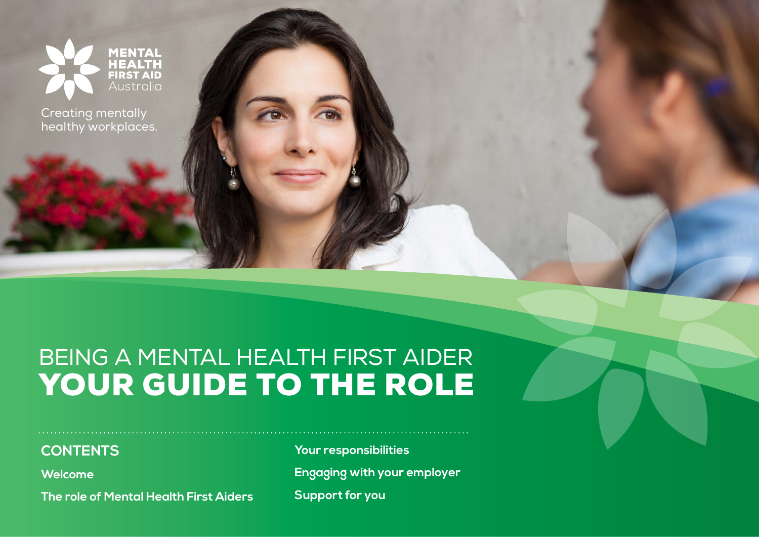MENTAL HEALTH FIRST AID Australia

Creating mentally healthy workplaces.

# BEING A MENTAL HEALTH FIRST AIDER YOUR GUIDE TO THE ROLE

## CONTENTS

- Welcome
- The role of Mental Health First Aiders
- Your responsibilities
- Engaging with your employer
- Support for you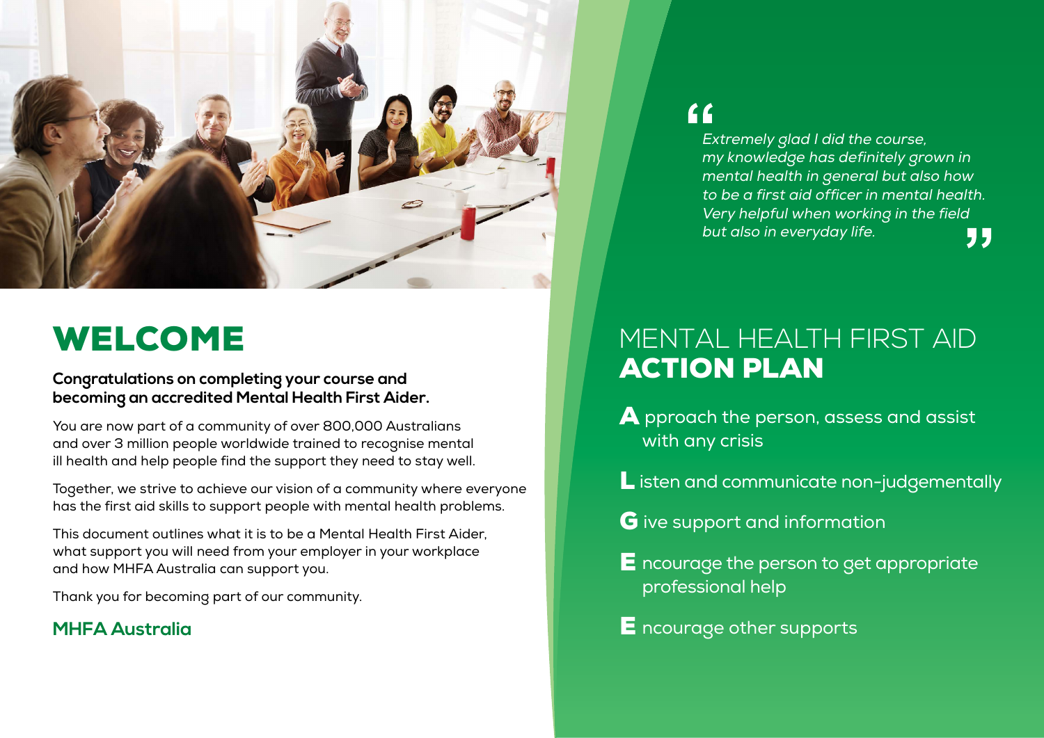# WELCOME

**Congratulations on completing your course and becoming an accredited Mental Health First Aider.**

You are now part of a community of over 800,000 Australians and over 3 million people worldwide trained to recognise mental ill health and help people find the support they need to stay well.

Together, we strive to achieve our vision of a community where everyone has the first aid skills to support people with mental health problems.

This document outlines what it is to be a Mental Health First Aider, what support you will need from your employer in your workplace and how MHFA Australia can support you.

Thank you for becoming part of our community.

**MHFA Australia**

> *Extremely glad I did the course, my knowledge has definitely grown in mental health in general but also how to be a first aid officer in mental health. Very helpful when working in the field but also in everyday life.*

## MENTAL HEALTH FIRST AID **ACTION PLAN**

**A** pproach the person, assess and assist with any crisis

**L** isten and communicate non-judgementally

**G** ive support and information

**E** ncourage the person to get appropriate professional help

**E** ncourage other supports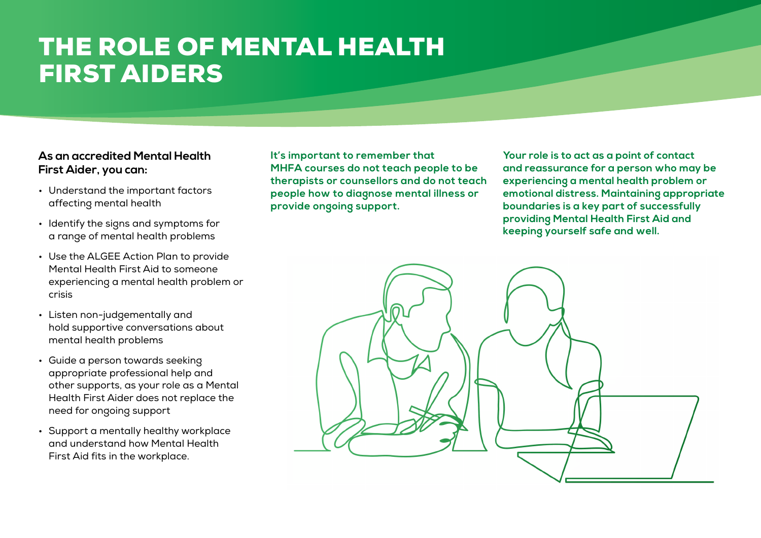# THE ROLE OF MENTAL HEALTH FIRST AIDERS

**As an accredited Mental Health First Aider, you can:**

- Understand the important factors affecting mental health
- Identify the signs and symptoms for a range of mental health problems
- Use the ALGEE Action Plan to provide Mental Health First Aid to someone experiencing a mental health problem or crisis
- Listen non-judgementally and hold supportive conversations about mental health problems
- Guide a person towards seeking appropriate professional help and other supports, as your role as a Mental Health First Aider does not replace the need for ongoing support
- Support a mentally healthy workplace and understand how Mental Health First Aid fits in the workplace.

**It's important to remember that MHFA courses do not teach people to be therapists or counsellors and do not teach people how to diagnose mental illness or provide ongoing support.**

**Your role is to act as a point of contact and reassurance for a person who may be experiencing a mental health problem or emotional distress. Maintaining appropriate boundaries is a key part of successfully providing Mental Health First Aid and keeping yourself safe and well.**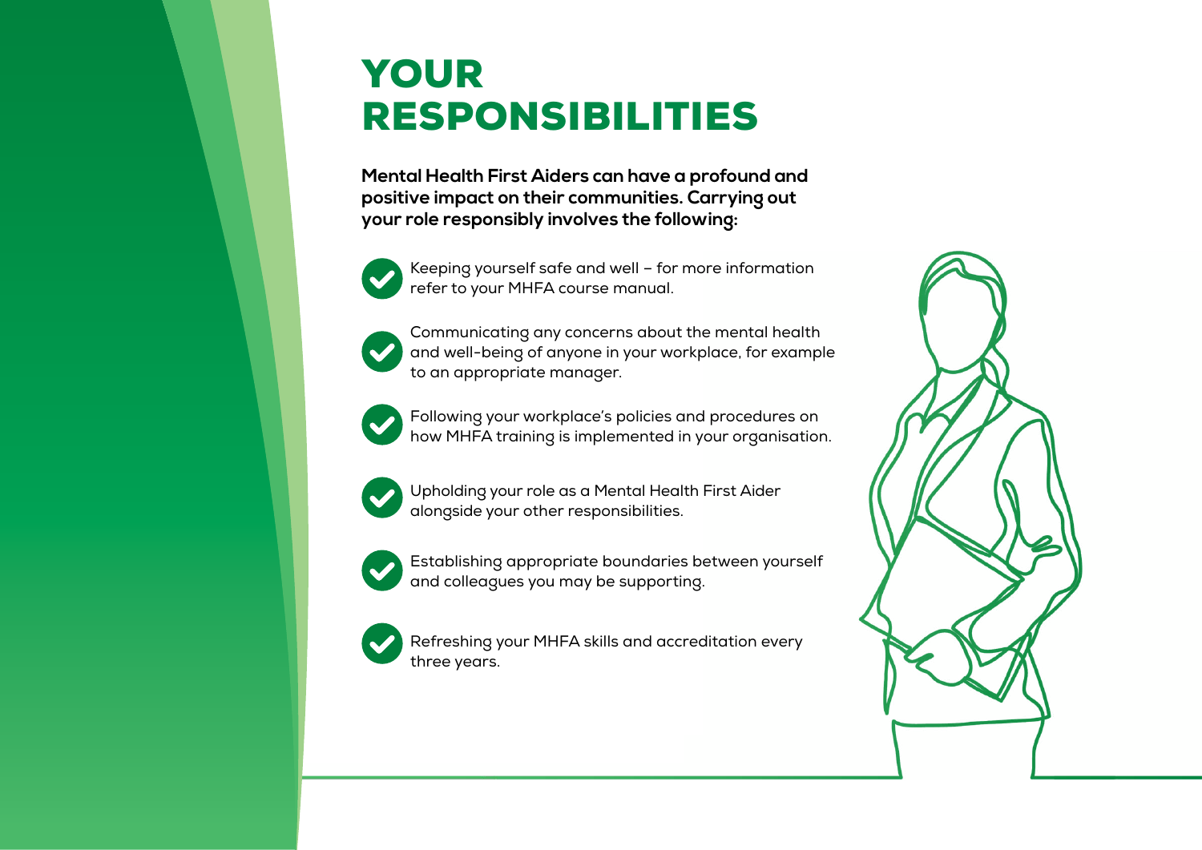# YOUR RESPONSIBILITIES

**Mental Health First Aiders can have a profound and positive impact on their communities. Carrying out your role responsibly involves the following:**

- Keeping yourself safe and well – for more information refer to your MHFA course manual.
- Communicating any concerns about the mental health and well-being of anyone in your workplace, for example to an appropriate manager.
- Following your workplace's policies and procedures on how MHFA training is implemented in your organisation.
- Upholding your role as a Mental Health First Aider alongside your other responsibilities.
- Establishing appropriate boundaries between yourself and colleagues you may be supporting.
- Refreshing your MHFA skills and accreditation every three years.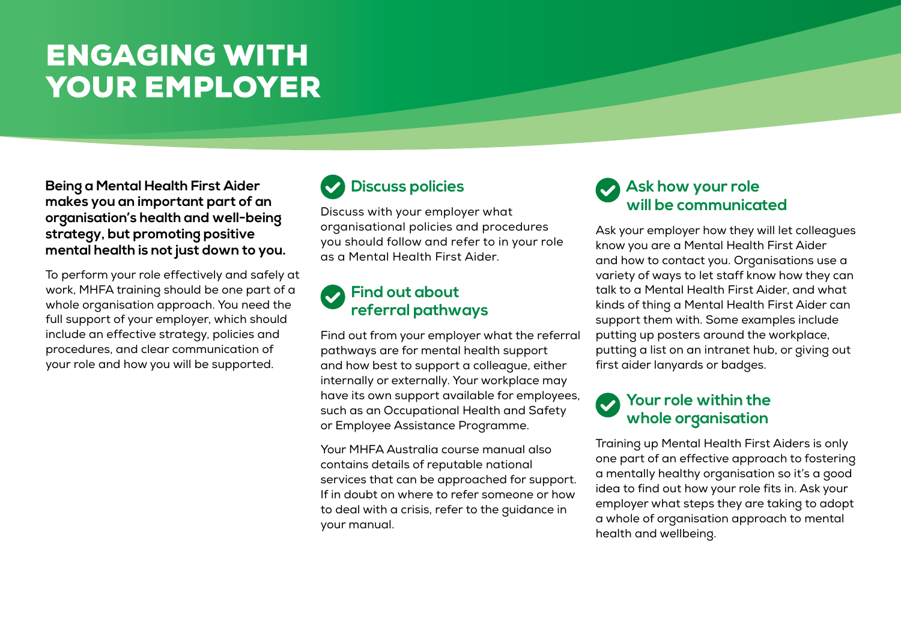# ENGAGING WITH YOUR EMPLOYER

**Being a Mental Health First Aider makes you an important part of an organisation's health and well-being strategy, but promoting positive mental health is not just down to you.**

To perform your role effectively and safely at work, MHFA training should be one part of a whole organisation approach. You need the full support of your employer, which should include an effective strategy, policies and procedures, and clear communication of your role and how you will be supported.

## Discuss policies

Discuss with your employer what organisational policies and procedures you should follow and refer to in your role as a Mental Health First Aider.

## Find out about referral pathways

Find out from your employer what the referral pathways are for mental health support and how best to support a colleague, either internally or externally. Your workplace may have its own support available for employees, such as an Occupational Health and Safety or Employee Assistance Programme.

Your MHFA Australia course manual also contains details of reputable national services that can be approached for support. If in doubt on where to refer someone or how to deal with a crisis, refer to the guidance in your manual.

## Ask how your role will be communicated

Ask your employer how they will let colleagues know you are a Mental Health First Aider and how to contact you. Organisations use a variety of ways to let staff know how they can talk to a Mental Health First Aider, and what kinds of thing a Mental Health First Aider can support them with. Some examples include putting up posters around the workplace, putting a list on an intranet hub, or giving out first aider lanyards or badges.

## Your role within the whole organisation

Training up Mental Health First Aiders is only one part of an effective approach to fostering a mentally healthy organisation so it's a good idea to find out how your role fits in. Ask your employer what steps they are taking to adopt a whole of organisation approach to mental health and wellbeing.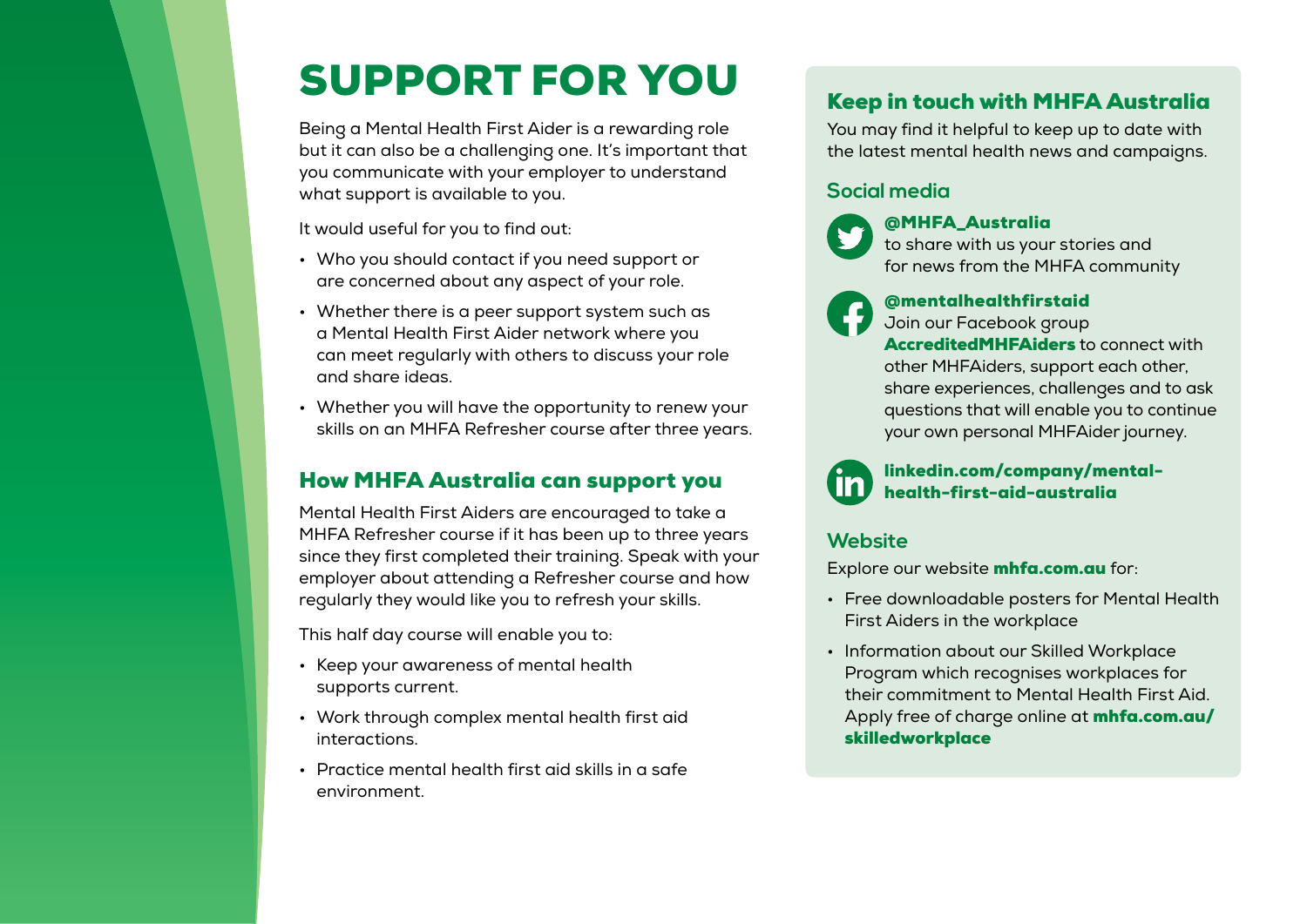# SUPPORT FOR YOU

Being a Mental Health First Aider is a rewarding role but it can also be a challenging one. It's important that you communicate with your employer to understand what support is available to you.

It would useful for you to find out:

- Who you should contact if you need support or are concerned about any aspect of your role.
- Whether there is a peer support system such as a Mental Health First Aider network where you can meet regularly with others to discuss your role and share ideas.
- Whether you will have the opportunity to renew your skills on an MHFA Refresher course after three years.

## How MHFA Australia can support you

Mental Health First Aiders are encouraged to take a MHFA Refresher course if it has been up to three years since they first completed their training. Speak with your employer about attending a Refresher course and how regularly they would like you to refresh your skills.

This half day course will enable you to:

- Keep your awareness of mental health supports current.
- Work through complex mental health first aid interactions.
- Practice mental health first aid skills in a safe environment.

## Keep in touch with MHFA Australia

You may find it helpful to keep up to date with the latest mental health news and campaigns.

### Social media

**@MHFA_Australia**
to share with us your stories and for news from the MHFA community

**@mentalhealthfirstaid**
Join our Facebook group **AccreditedMHFAiders** to connect with other MHFAiders, support each other, share experiences, challenges and to ask questions that will enable you to continue your own personal MHFAider journey.

**linkedin.com/company/mental-health-first-aid-australia**

### Website

Explore our website **mhfa.com.au** for:

- Free downloadable posters for Mental Health First Aiders in the workplace
- Information about our Skilled Workplace Program which recognises workplaces for their commitment to Mental Health First Aid. Apply free of charge online at **mhfa.com.au/skilledworkplace**